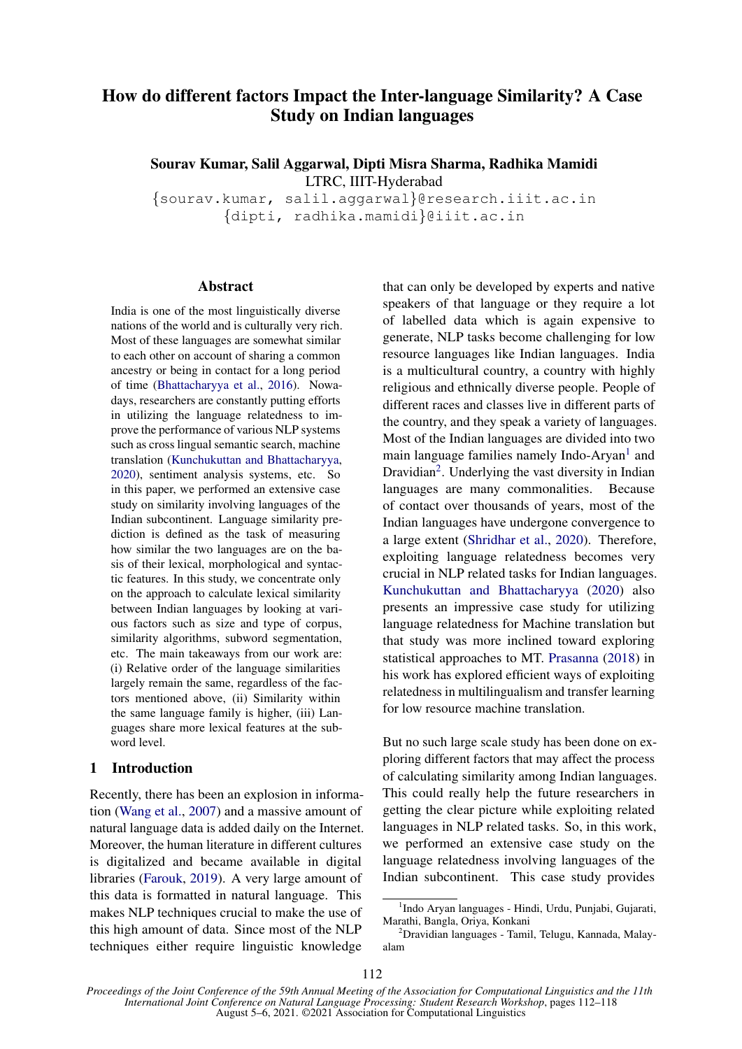# How do different factors Impact the Inter-language Similarity? A Case Study on Indian languages

**Sourav Kumar, Salil Aggarwal, Dipti Misra Sharma, Radhika Mamidi**
LTRC, IIIT-Hyderabad
{sourav.kumar, salil.aggarwal}@research.iiit.ac.in
{dipti, radhika.mamidi}@iiit.ac.in

## Abstract

India is one of the most linguistically diverse nations of the world and is culturally very rich. Most of these languages are somewhat similar to each other on account of sharing a common ancestry or being in contact for a long period of time (Bhattacharyya et al., 2016). Nowadays, researchers are constantly putting efforts in utilizing the language relatedness to improve the performance of various NLP systems such as cross lingual semantic search, machine translation (Kunchukuttan and Bhattacharyya, 2020), sentiment analysis systems, etc. So in this paper, we performed an extensive case study on similarity involving languages of the Indian subcontinent. Language similarity prediction is defined as the task of measuring how similar the two languages are on the basis of their lexical, morphological and syntactic features. In this study, we concentrate only on the approach to calculate lexical similarity between Indian languages by looking at various factors such as size and type of corpus, similarity algorithms, subword segmentation, etc. The main takeaways from our work are: (i) Relative order of the language similarities largely remain the same, regardless of the factors mentioned above, (ii) Similarity within the same language family is higher, (iii) Languages share more lexical features at the subword level.

## 1 Introduction

Recently, there has been an explosion in information (Wang et al., 2007) and a massive amount of natural language data is added daily on the Internet. Moreover, the human literature in different cultures is digitalized and became available in digital libraries (Farouk, 2019). A very large amount of this data is formatted in natural language. This makes NLP techniques crucial to make the use of this high amount of data. Since most of the NLP techniques either require linguistic knowledge that can only be developed by experts and native speakers of that language or they require a lot of labelled data which is again expensive to generate, NLP tasks become challenging for low resource languages like Indian languages. India is a multicultural country, a country with highly religious and ethnically diverse people. People of different races and classes live in different parts of the country, and they speak a variety of languages. Most of the Indian languages are divided into two main language families namely Indo-Aryan[1] and Dravidian[2]. Underlying the vast diversity in Indian languages are many commonalities. Because of contact over thousands of years, most of the Indian languages have undergone convergence to a large extent (Shridhar et al., 2020). Therefore, exploiting language relatedness becomes very crucial in NLP related tasks for Indian languages. Kunchukuttan and Bhattacharyya (2020) also presents an impressive case study for utilizing language relatedness for Machine translation but that study was more inclined toward exploring statistical approaches to MT. Prasanna (2018) in his work has explored efficient ways of exploiting relatedness in multilingualism and transfer learning for low resource machine translation.

But no such large scale study has been done on exploring different factors that may affect the process of calculating similarity among Indian languages. This could really help the future researchers in getting the clear picture while exploiting related languages in NLP related tasks. So, in this work, we performed an extensive case study on the language relatedness involving languages of the Indian subcontinent. This case study provides

[1] Indo Aryan languages - Hindi, Urdu, Punjabi, Gujarati, Marathi, Bangla, Oriya, Konkani

[2] Dravidian languages - Tamil, Telugu, Kannada, Malayalam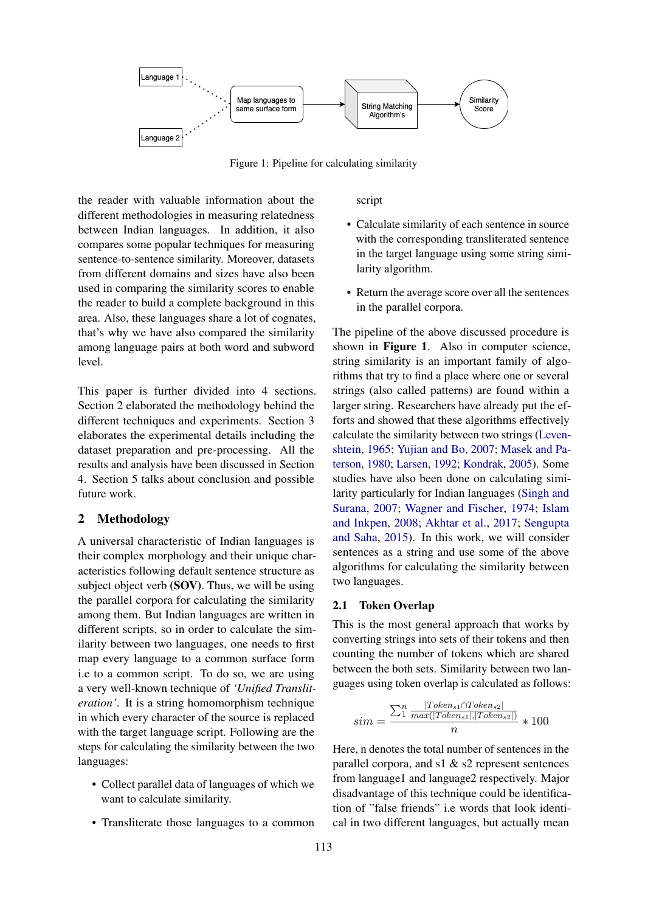Figure 1: Pipeline for calculating similarity

the reader with valuable information about the different methodologies in measuring relatedness between Indian languages. In addition, it also compares some popular techniques for measuring sentence-to-sentence similarity. Moreover, datasets from different domains and sizes have also been used in comparing the similarity scores to enable the reader to build a complete background in this area. Also, these languages share a lot of cognates, that's why we have also compared the similarity among language pairs at both word and subword level.

This paper is further divided into 4 sections. Section 2 elaborated the methodology behind the different techniques and experiments. Section 3 elaborates the experimental details including the dataset preparation and pre-processing. All the results and analysis have been discussed in Section 4. Section 5 talks about conclusion and possible future work.

## 2 Methodology

A universal characteristic of Indian languages is their complex morphology and their unique characteristics following default sentence structure as subject object verb (**SOV**). Thus, we will be using the parallel corpora for calculating the similarity among them. But Indian languages are written in different scripts, so in order to calculate the similarity between two languages, one needs to first map every language to a common surface form i.e to a common script. To do so, we are using a very well-known technique of *'Unified Transliteration'*. It is a string homomorphism technique in which every character of the source is replaced with the target language script. Following are the steps for calculating the similarity between the two languages:

- Collect parallel data of languages of which we want to calculate similarity.
- Transliterate those languages to a common script
- Calculate similarity of each sentence in source with the corresponding transliterated sentence in the target language using some string similarity algorithm.
- Return the average score over all the sentences in the parallel corpora.

The pipeline of the above discussed procedure is shown in **Figure 1**. Also in computer science, string similarity is an important family of algorithms that try to find a place where one or several strings (also called patterns) are found within a larger string. Researchers have already put the efforts and showed that these algorithms effectively calculate the similarity between two strings (Levenshtein, 1965; Yujian and Bo, 2007; Masek and Paterson, 1980; Larsen, 1992; Kondrak, 2005). Some studies have also been done on calculating similarity particularly for Indian languages (Singh and Surana, 2007; Wagner and Fischer, 1974; Islam and Inkpen, 2008; Akhtar et al., 2017; Sengupta and Saha, 2015). In this work, we will consider sentences as a string and use some of the above algorithms for calculating the similarity between two languages.

### 2.1 Token Overlap

This is the most general approach that works by converting strings into sets of their tokens and then counting the number of tokens which are shared between the both sets. Similarity between two languages using token overlap is calculated as follows:

$$sim = \frac{\sum_{1}^{n} \frac{|Token_{s1} \cap Token_{s2}|}{max(|Token_{s1}|, |Token_{s2}|)}}{n} * 100$$

Here, n denotes the total number of sentences in the parallel corpora, and s1 & s2 represent sentences from language1 and language2 respectively. Major disadvantage of this technique could be identification of "false friends" i.e words that look identical in two different languages, but actually mean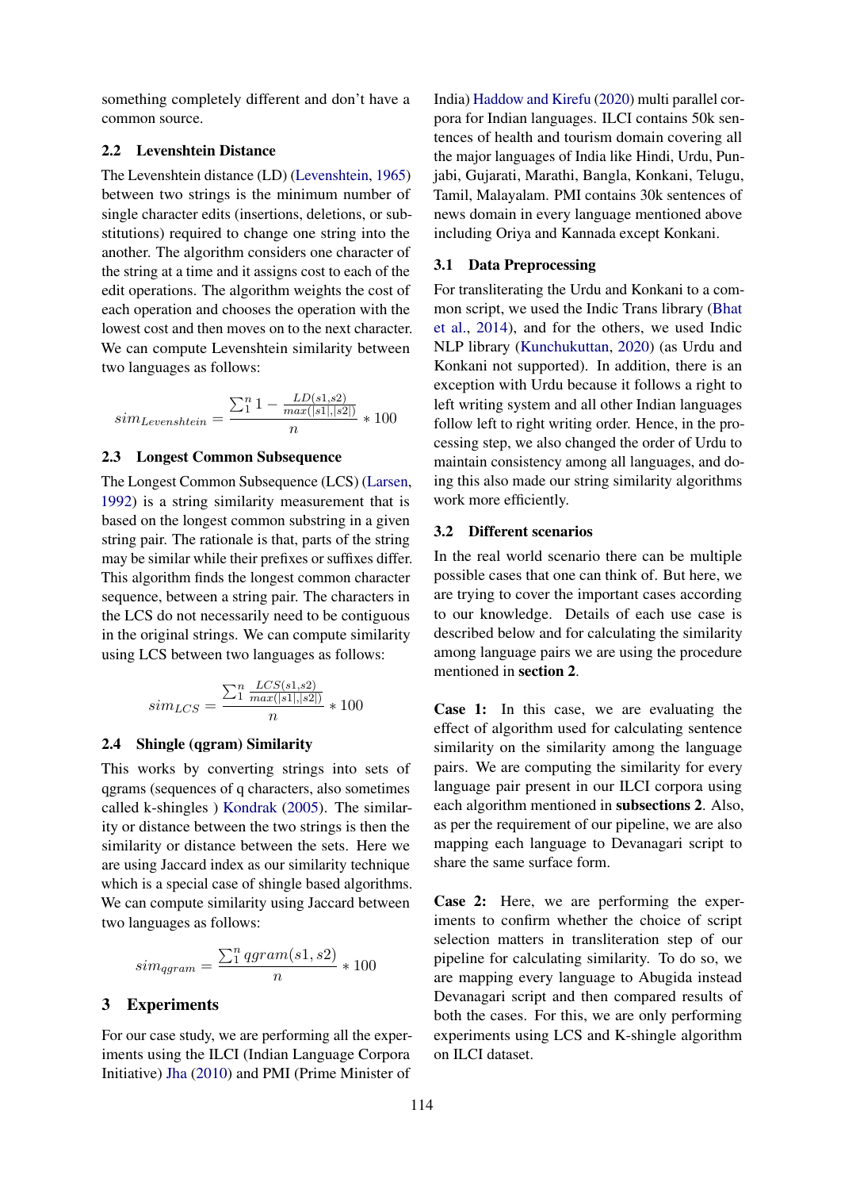something completely different and don't have a common source.

### 2.2 Levenshtein Distance

The Levenshtein distance (LD) (Levenshtein, 1965) between two strings is the minimum number of single character edits (insertions, deletions, or substitutions) required to change one string into the another. The algorithm considers one character of the string at a time and it assigns cost to each of the edit operations. The algorithm weights the cost of each operation and chooses the operation with the lowest cost and then moves on to the next character. We can compute Levenshtein similarity between two languages as follows:

$$sim_{Levenshtein} = \frac{\sum_1^n 1 - \frac{LD(s1,s2)}{max(|s1|,|s2|)}}{n} * 100$$

### 2.3 Longest Common Subsequence

The Longest Common Subsequence (LCS) (Larsen, 1992) is a string similarity measurement that is based on the longest common substring in a given string pair. The rationale is that, parts of the string may be similar while their prefixes or suffixes differ. This algorithm finds the longest common character sequence, between a string pair. The characters in the LCS do not necessarily need to be contiguous in the original strings. We can compute similarity using LCS between two languages as follows:

$$sim_{LCS} = \frac{\sum_1^n \frac{LCS(s1,s2)}{max(|s1|,|s2|)}}{n} * 100$$

### 2.4 Shingle (qgram) Similarity

This works by converting strings into sets of qgrams (sequences of q characters, also sometimes called k-shingles ) Kondrak (2005). The similarity or distance between the two strings is then the similarity or distance between the sets. Here we are using Jaccard index as our similarity technique which is a special case of shingle based algorithms. We can compute similarity using Jaccard between two languages as follows:

$$sim_{qgram} = \frac{\sum_1^n qgram(s1, s2)}{n} * 100$$

## 3 Experiments

For our case study, we are performing all the experiments using the ILCI (Indian Language Corpora Initiative) Jha (2010) and PMI (Prime Minister of India) Haddow and Kirefu (2020) multi parallel corpora for Indian languages. ILCI contains 50k sentences of health and tourism domain covering all the major languages of India like Hindi, Urdu, Punjabi, Gujarati, Marathi, Bangla, Konkani, Telugu, Tamil, Malayalam. PMI contains 30k sentences of news domain in every language mentioned above including Oriya and Kannada except Konkani.

### 3.1 Data Preprocessing

For transliterating the Urdu and Konkani to a common script, we used the Indic Trans library (Bhat et al., 2014), and for the others, we used Indic NLP library (Kunchukuttan, 2020) (as Urdu and Konkani not supported). In addition, there is an exception with Urdu because it follows a right to left writing system and all other Indian languages follow left to right writing order. Hence, in the processing step, we also changed the order of Urdu to maintain consistency among all languages, and doing this also made our string similarity algorithms work more efficiently.

### 3.2 Different scenarios

In the real world scenario there can be multiple possible cases that one can think of. But here, we are trying to cover the important cases according to our knowledge. Details of each use case is described below and for calculating the similarity among language pairs we are using the procedure mentioned in **section 2**.

**Case 1:** In this case, we are evaluating the effect of algorithm used for calculating sentence similarity on the similarity among the language pairs. We are computing the similarity for every language pair present in our ILCI corpora using each algorithm mentioned in **subsections 2**. Also, as per the requirement of our pipeline, we are also mapping each language to Devanagari script to share the same surface form.

**Case 2:** Here, we are performing the experiments to confirm whether the choice of script selection matters in transliteration step of our pipeline for calculating similarity. To do so, we are mapping every language to Abugida instead Devanagari script and then compared results of both the cases. For this, we are only performing experiments using LCS and K-shingle algorithm on ILCI dataset.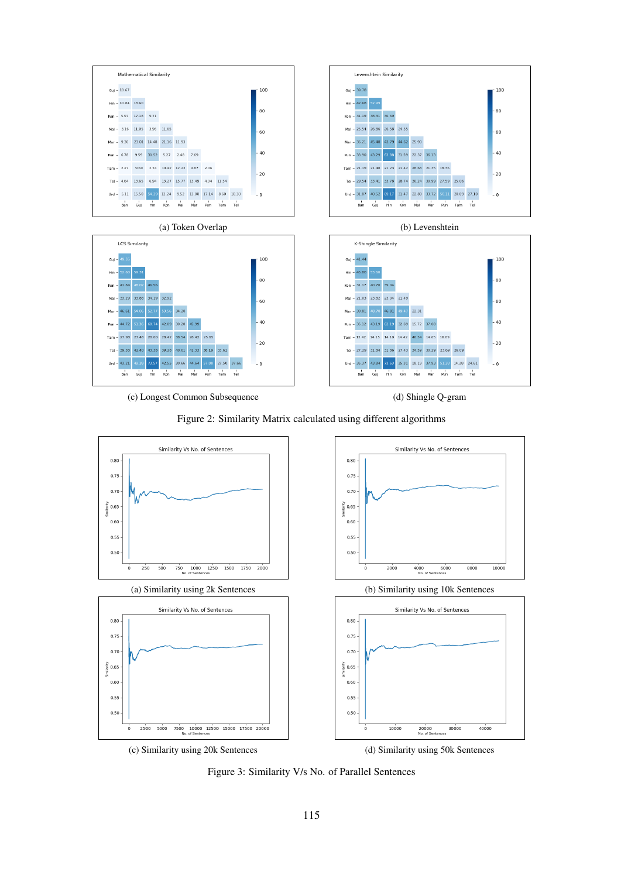(a) Token Overlap

(b) Levenshtein

(c) Longest Common Subsequence

(d) Shingle Q-gram

Figure 2: Similarity Matrix calculated using different algorithms

(a) Similarity using 2k Sentences

(b) Similarity using 10k Sentences

(c) Similarity using 20k Sentences

(d) Similarity using 50k Sentences

Figure 3: Similarity V/s No. of Parallel Sentences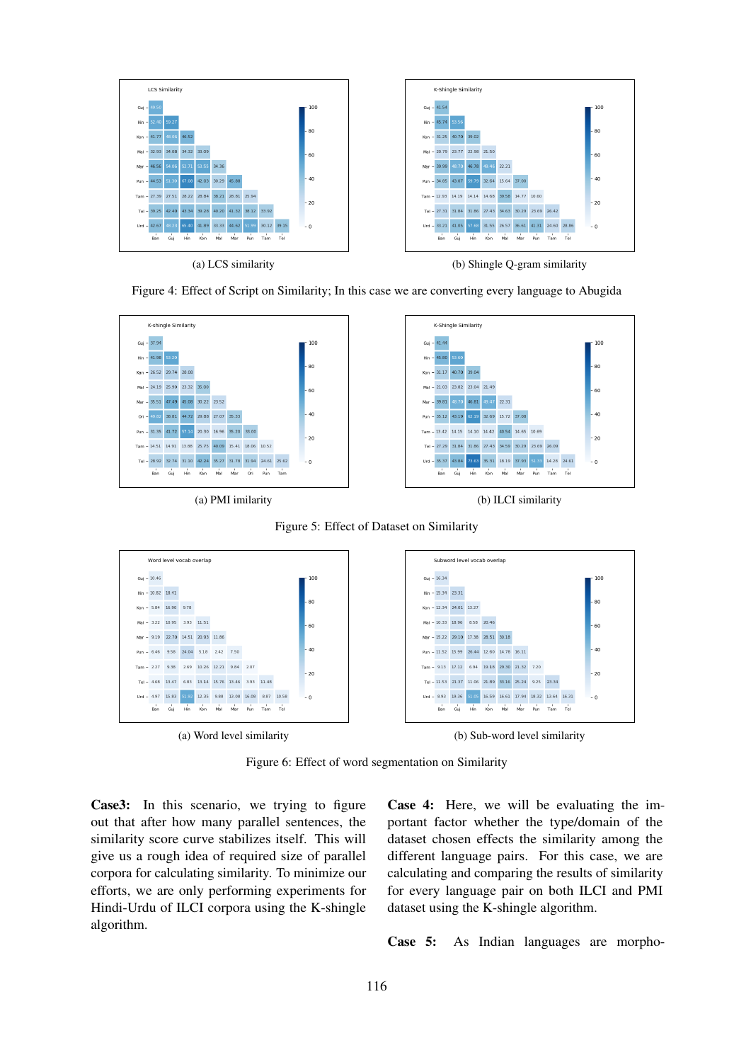(a) LCS similarity

(b) Shingle Q-gram similarity

Figure 4: Effect of Script on Similarity; In this case we are converting every language to Abugida

(a) PMI imilarity

(b) ILCI similarity

Figure 5: Effect of Dataset on Similarity

(a) Word level similarity

(b) Sub-word level similarity

Figure 6: Effect of word segmentation on Similarity

**Case3:** In this scenario, we trying to figure out that after how many parallel sentences, the similarity score curve stabilizes itself. This will give us a rough idea of required size of parallel corpora for calculating similarity. To minimize our efforts, we are only performing experiments for Hindi-Urdu of ILCI corpora using the K-shingle algorithm.

**Case 4:** Here, we will be evaluating the important factor whether the type/domain of the dataset chosen effects the similarity among the different language pairs. For this case, we are calculating and comparing the results of similarity for every language pair on both ILCI and PMI dataset using the K-shingle algorithm.

**Case 5:** As Indian languages are morpho-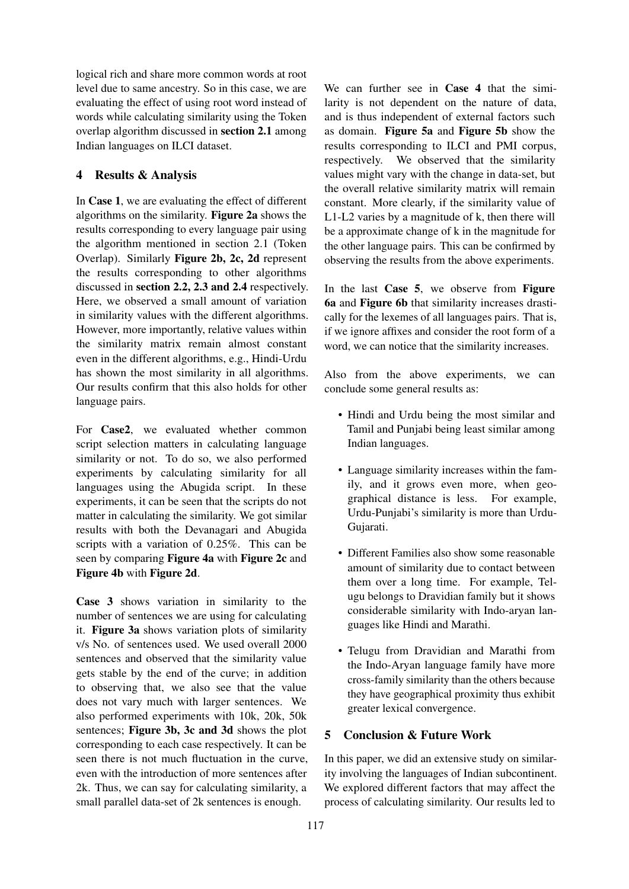logical rich and share more common words at root level due to same ancestry. So in this case, we are evaluating the effect of using root word instead of words while calculating similarity using the Token overlap algorithm discussed in **section 2.1** among Indian languages on ILCI dataset.

## 4 Results & Analysis

In **Case 1**, we are evaluating the effect of different algorithms on the similarity. **Figure 2a** shows the results corresponding to every language pair using the algorithm mentioned in section 2.1 (Token Overlap). Similarly **Figure 2b, 2c, 2d** represent the results corresponding to other algorithms discussed in **section 2.2, 2.3 and 2.4** respectively. Here, we observed a small amount of variation in similarity values with the different algorithms. However, more importantly, relative values within the similarity matrix remain almost constant even in the different algorithms, e.g., Hindi-Urdu has shown the most similarity in all algorithms. Our results confirm that this also holds for other language pairs.

For **Case2**, we evaluated whether common script selection matters in calculating language similarity or not. To do so, we also performed experiments by calculating similarity for all languages using the Abugida script. In these experiments, it can be seen that the scripts do not matter in calculating the similarity. We got similar results with both the Devanagari and Abugida scripts with a variation of 0.25%. This can be seen by comparing **Figure 4a** with **Figure 2c** and **Figure 4b** with **Figure 2d**.

**Case 3** shows variation in similarity to the number of sentences we are using for calculating it. **Figure 3a** shows variation plots of similarity v/s No. of sentences used. We used overall 2000 sentences and observed that the similarity value gets stable by the end of the curve; in addition to observing that, we also see that the value does not vary much with larger sentences. We also performed experiments with 10k, 20k, 50k sentences; **Figure 3b, 3c and 3d** shows the plot corresponding to each case respectively. It can be seen there is not much fluctuation in the curve, even with the introduction of more sentences after 2k. Thus, we can say for calculating similarity, a small parallel data-set of 2k sentences is enough.

We can further see in **Case 4** that the similarity is not dependent on the nature of data, and is thus independent of external factors such as domain. **Figure 5a** and **Figure 5b** show the results corresponding to ILCI and PMI corpus, respectively. We observed that the similarity values might vary with the change in data-set, but the overall relative similarity matrix will remain constant. More clearly, if the similarity value of L1-L2 varies by a magnitude of k, then there will be a approximate change of k in the magnitude for the other language pairs. This can be confirmed by observing the results from the above experiments.

In the last **Case 5**, we observe from **Figure 6a** and **Figure 6b** that similarity increases drastically for the lexemes of all languages pairs. That is, if we ignore affixes and consider the root form of a word, we can notice that the similarity increases.

Also from the above experiments, we can conclude some general results as:

- Hindi and Urdu being the most similar and Tamil and Punjabi being least similar among Indian languages.
- Language similarity increases within the family, and it grows even more, when geographical distance is less. For example, Urdu-Punjabi's similarity is more than Urdu-Gujarati.
- Different Families also show some reasonable amount of similarity due to contact between them over a long time. For example, Telugu belongs to Dravidian family but it shows considerable similarity with Indo-aryan languages like Hindi and Marathi.
- Telugu from Dravidian and Marathi from the Indo-Aryan language family have more cross-family similarity than the others because they have geographical proximity thus exhibit greater lexical convergence.

## 5 Conclusion & Future Work

In this paper, we did an extensive study on similarity involving the languages of Indian subcontinent. We explored different factors that may affect the process of calculating similarity. Our results led to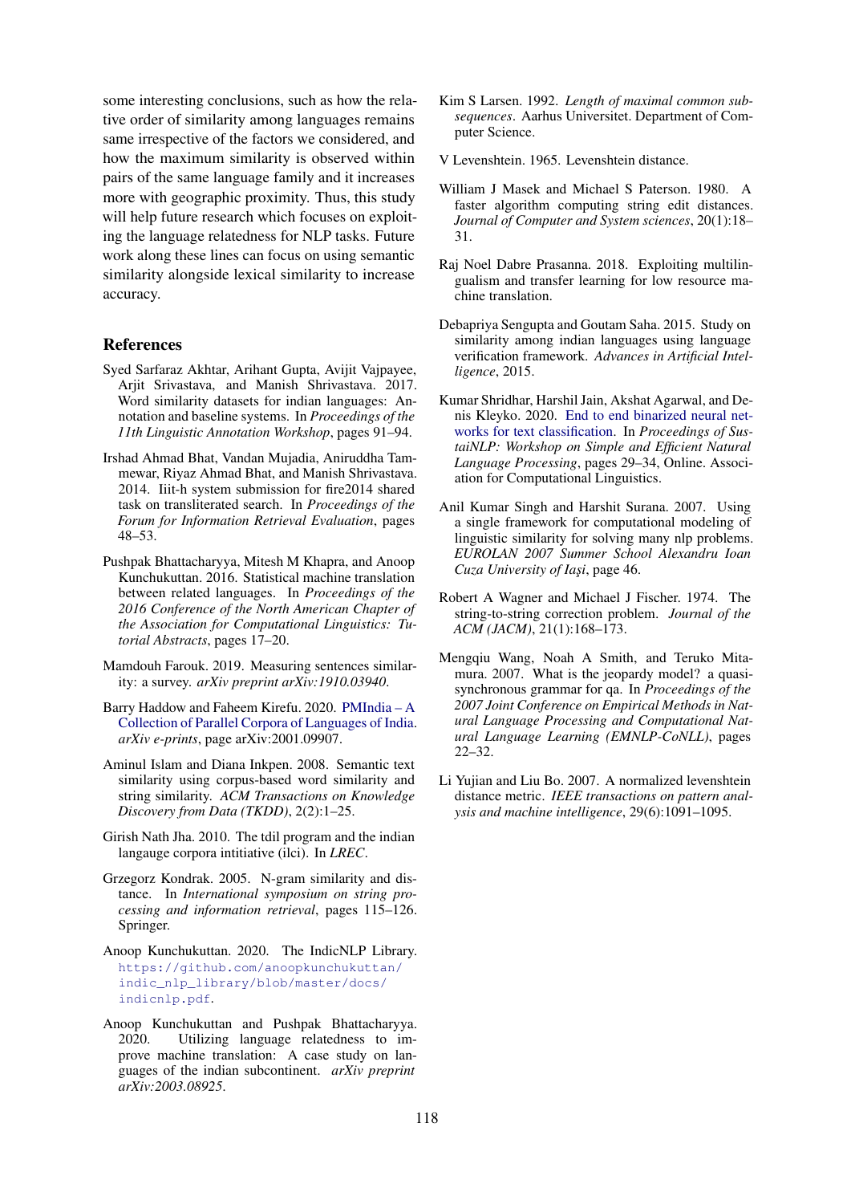some interesting conclusions, such as how the relative order of similarity among languages remains same irrespective of the factors we considered, and how the maximum similarity is observed within pairs of the same language family and it increases more with geographic proximity. Thus, this study will help future research which focuses on exploiting the language relatedness for NLP tasks. Future work along these lines can focus on using semantic similarity alongside lexical similarity to increase accuracy.

## References

Syed Sarfaraz Akhtar, Arihant Gupta, Avijit Vajpayee, Arjit Srivastava, and Manish Shrivastava. 2017. Word similarity datasets for indian languages: Annotation and baseline systems. In *Proceedings of the 11th Linguistic Annotation Workshop*, pages 91–94.

Irshad Ahmad Bhat, Vandan Mujadia, Aniruddha Tammewar, Riyaz Ahmad Bhat, and Manish Shrivastava. 2014. Iiit-h system submission for fire2014 shared task on transliterated search. In *Proceedings of the Forum for Information Retrieval Evaluation*, pages 48–53.

Pushpak Bhattacharyya, Mitesh M Khapra, and Anoop Kunchukuttan. 2016. Statistical machine translation between related languages. In *Proceedings of the 2016 Conference of the North American Chapter of the Association for Computational Linguistics: Tutorial Abstracts*, pages 17–20.

Mamdouh Farouk. 2019. Measuring sentences similarity: a survey. *arXiv preprint arXiv:1910.03940*.

Barry Haddow and Faheem Kirefu. 2020. PMIndia – A Collection of Parallel Corpora of Languages of India. *arXiv e-prints*, page arXiv:2001.09907.

Aminul Islam and Diana Inkpen. 2008. Semantic text similarity using corpus-based word similarity and string similarity. *ACM Transactions on Knowledge Discovery from Data (TKDD)*, 2(2):1–25.

Girish Nath Jha. 2010. The tdil program and the indian langauge corpora intitiative (ilci). In *LREC*.

Grzegorz Kondrak. 2005. N-gram similarity and distance. In *International symposium on string processing and information retrieval*, pages 115–126. Springer.

Anoop Kunchukuttan. 2020. The IndicNLP Library. https://github.com/anoopkunchukuttan/indic_nlp_library/blob/master/docs/indicnlp.pdf.

Anoop Kunchukuttan and Pushpak Bhattacharyya. 2020. Utilizing language relatedness to improve machine translation: A case study on languages of the indian subcontinent. *arXiv preprint arXiv:2003.08925*.

Kim S Larsen. 1992. *Length of maximal common subsequences*. Aarhus Universitet. Department of Computer Science.

V Levenshtein. 1965. Levenshtein distance.

William J Masek and Michael S Paterson. 1980. A faster algorithm computing string edit distances. *Journal of Computer and System sciences*, 20(1):18–31.

Raj Noel Dabre Prasanna. 2018. Exploiting multilingualism and transfer learning for low resource machine translation.

Debapriya Sengupta and Goutam Saha. 2015. Study on similarity among indian languages using language verification framework. *Advances in Artificial Intelligence*, 2015.

Kumar Shridhar, Harshil Jain, Akshat Agarwal, and Denis Kleyko. 2020. End to end binarized neural networks for text classification. In *Proceedings of SustaiNLP: Workshop on Simple and Efficient Natural Language Processing*, pages 29–34, Online. Association for Computational Linguistics.

Anil Kumar Singh and Harshit Surana. 2007. Using a single framework for computational modeling of linguistic similarity for solving many nlp problems. *EUROLAN 2007 Summer School Alexandru Ioan Cuza University of Iaşi*, page 46.

Robert A Wagner and Michael J Fischer. 1974. The string-to-string correction problem. *Journal of the ACM (JACM)*, 21(1):168–173.

Mengqiu Wang, Noah A Smith, and Teruko Mitamura. 2007. What is the jeopardy model? a quasi-synchronous grammar for qa. In *Proceedings of the 2007 Joint Conference on Empirical Methods in Natural Language Processing and Computational Natural Language Learning (EMNLP-CoNLL)*, pages 22–32.

Li Yujian and Liu Bo. 2007. A normalized levenshtein distance metric. *IEEE transactions on pattern analysis and machine intelligence*, 29(6):1091–1095.